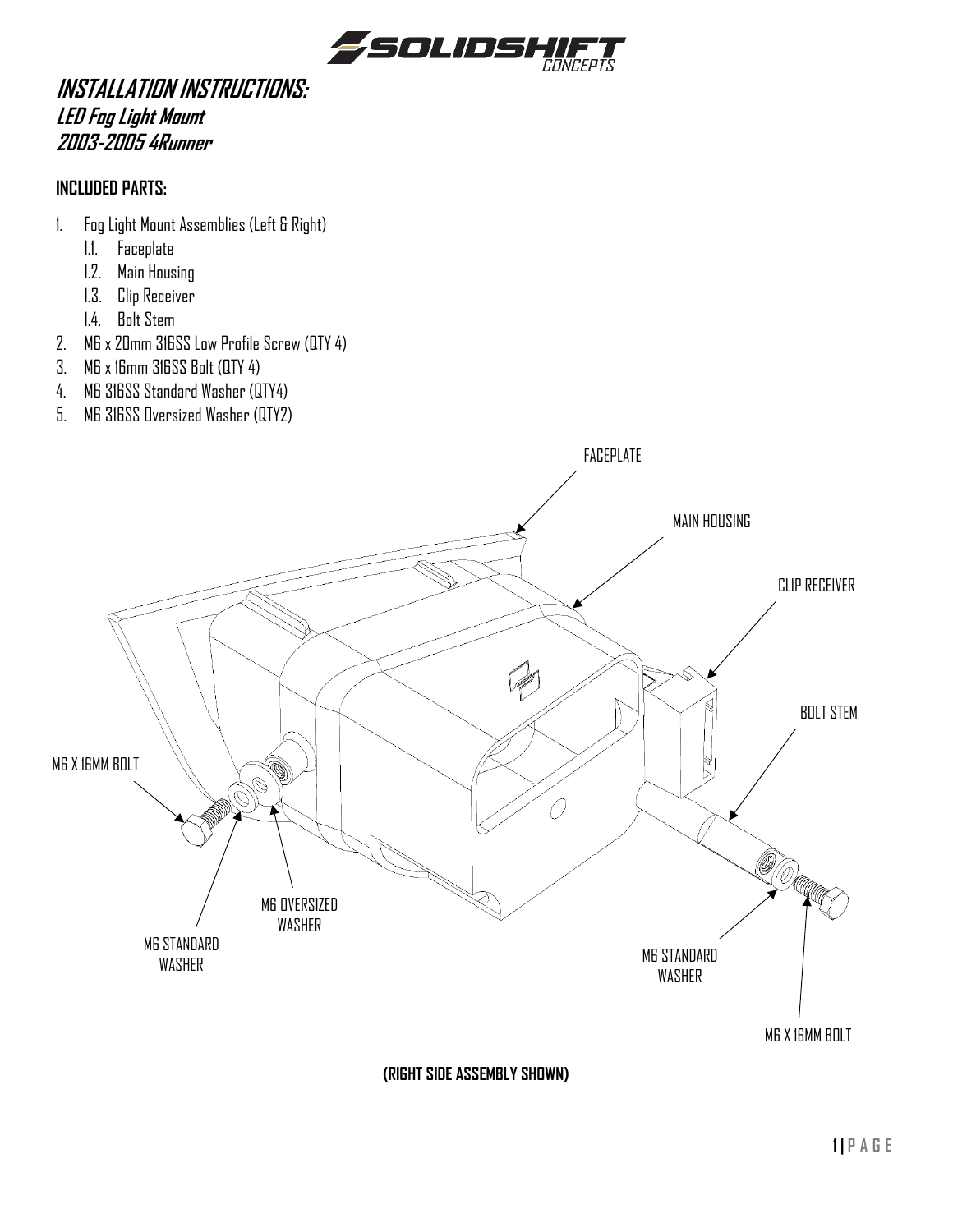# INSTALLATION INSTRUCTIONS:

## LED Fog Light Mount
## 2003-2005 4Runner

**INCLUDED PARTS:**

1. Fog Light Mount Assemblies (Left & Right)
   1.1. Faceplate
   1.2. Main Housing
   1.3. Clip Receiver
   1.4. Bolt Stem
2. M6 x 20mm 316SS Low Profile Screw (QTY 4)
3. M6 x 16mm 316SS Bolt (QTY 4)
4. M6 316SS Standard Washer (QTY4)
5. M6 316SS Oversized Washer (QTY2)

FACEPLATE

MAIN HOUSING

CLIP RECEIVER

BOLT STEM

M6 X 16MM BOLT

M6 OVERSIZED WASHER

M6 STANDARD WASHER

M6 STANDARD WASHER

M6 X 16MM BOLT

**(RIGHT SIDE ASSEMBLY SHOWN)**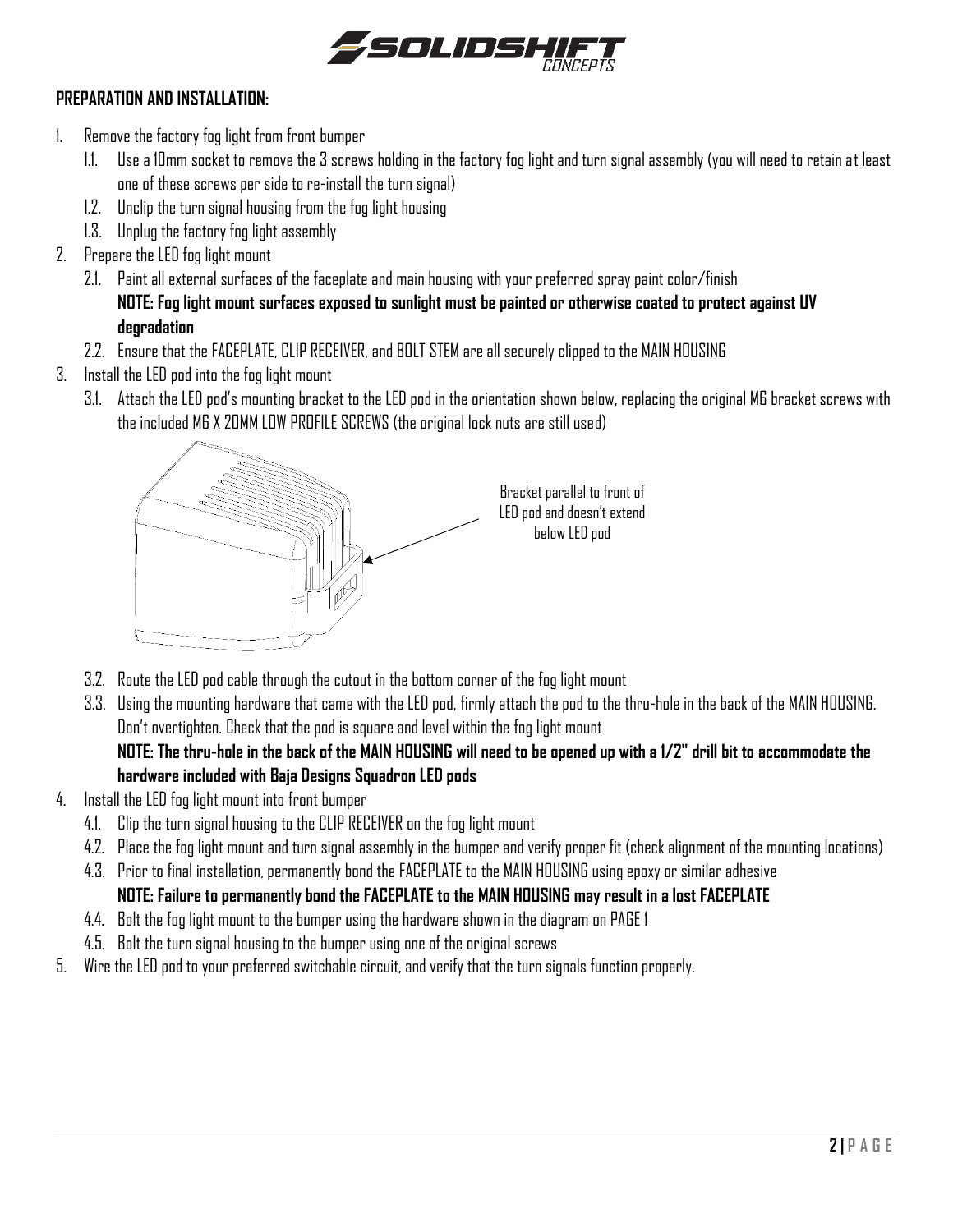**PREPARATION AND INSTALLATION:**

1. Remove the factory fog light from front bumper
   1.1. Use a 10mm socket to remove the 3 screws holding in the factory fog light and turn signal assembly (you will need to retain at least one of these screws per side to re-install the turn signal)
   1.2. Unclip the turn signal housing from the fog light housing
   1.3. Unplug the factory fog light assembly
2. Prepare the LED fog light mount
   2.1. Paint all external surfaces of the faceplate and main housing with your preferred spray paint color/finish
   **NOTE: Fog light mount surfaces exposed to sunlight must be painted or otherwise coated to protect against UV degradation**
   2.2. Ensure that the FACEPLATE, CLIP RECEIVER, and BOLT STEM are all securely clipped to the MAIN HOUSING
3. Install the LED pod into the fog light mount
   3.1. Attach the LED pod's mounting bracket to the LED pod in the orientation shown below, replacing the original M6 bracket screws with the included M6 X 20MM LOW PROFILE SCREWS (the original lock nuts are still used)

   Bracket parallel to front of LED pod and doesn't extend below LED pod

   3.2. Route the LED pod cable through the cutout in the bottom corner of the fog light mount
   3.3. Using the mounting hardware that came with the LED pod, firmly attach the pod to the thru-hole in the back of the MAIN HOUSING. Don't overtighten. Check that the pod is square and level within the fog light mount
   **NOTE: The thru-hole in the back of the MAIN HOUSING will need to be opened up with a 1/2" drill bit to accommodate the hardware included with Baja Designs Squadron LED pods**
4. Install the LED fog light mount into front bumper
   4.1. Clip the turn signal housing to the CLIP RECEIVER on the fog light mount
   4.2. Place the fog light mount and turn signal assembly in the bumper and verify proper fit (check alignment of the mounting locations)
   4.3. Prior to final installation, permanently bond the FACEPLATE to the MAIN HOUSING using epoxy or similar adhesive
   **NOTE: Failure to permanently bond the FACEPLATE to the MAIN HOUSING may result in a lost FACEPLATE**
   4.4. Bolt the fog light mount to the bumper using the hardware shown in the diagram on PAGE 1
   4.5. Bolt the turn signal housing to the bumper using one of the original screws
5. Wire the LED pod to your preferred switchable circuit, and verify that the turn signals function properly.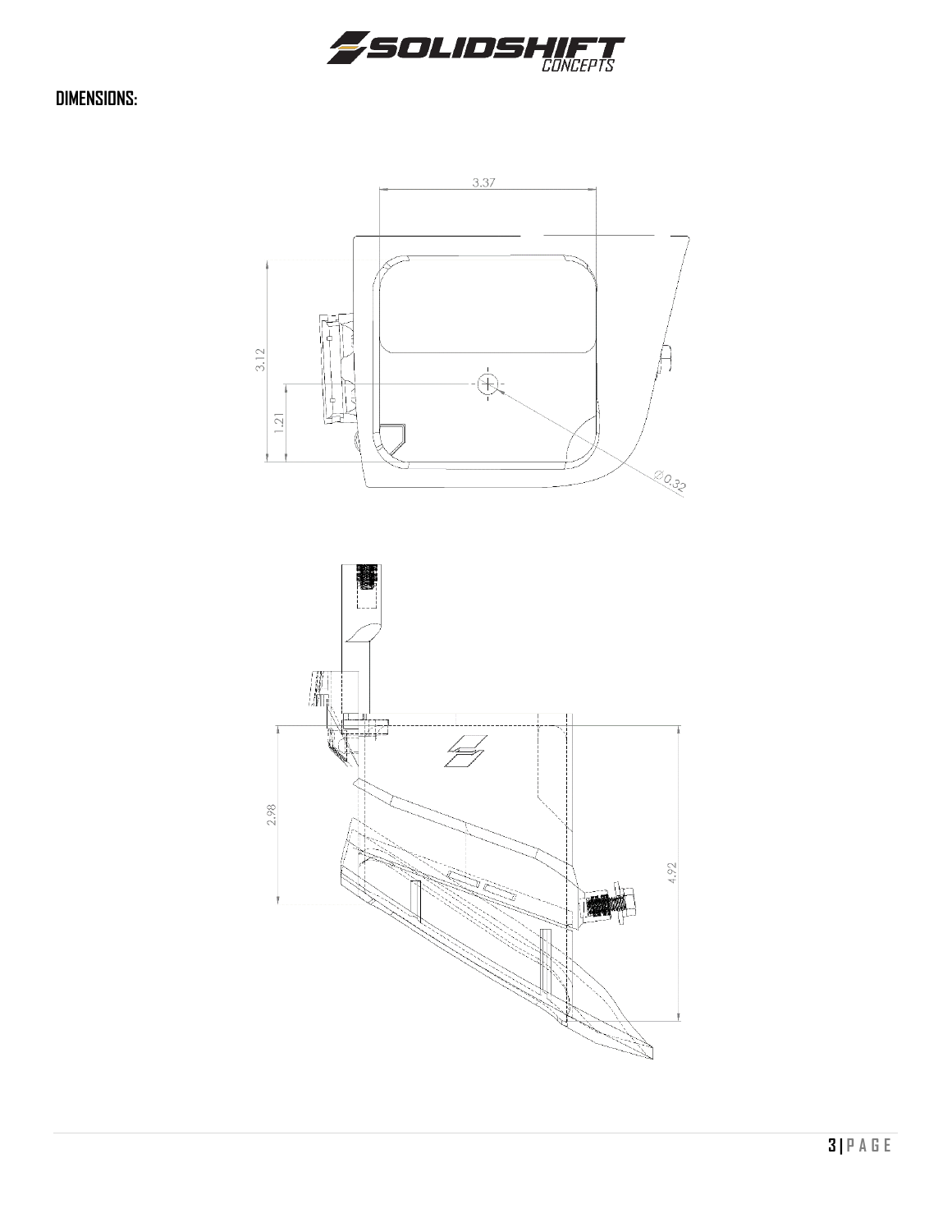**DIMENSIONS:**

3.37

3.12

1.21

Ø0.32

2.98

4.92